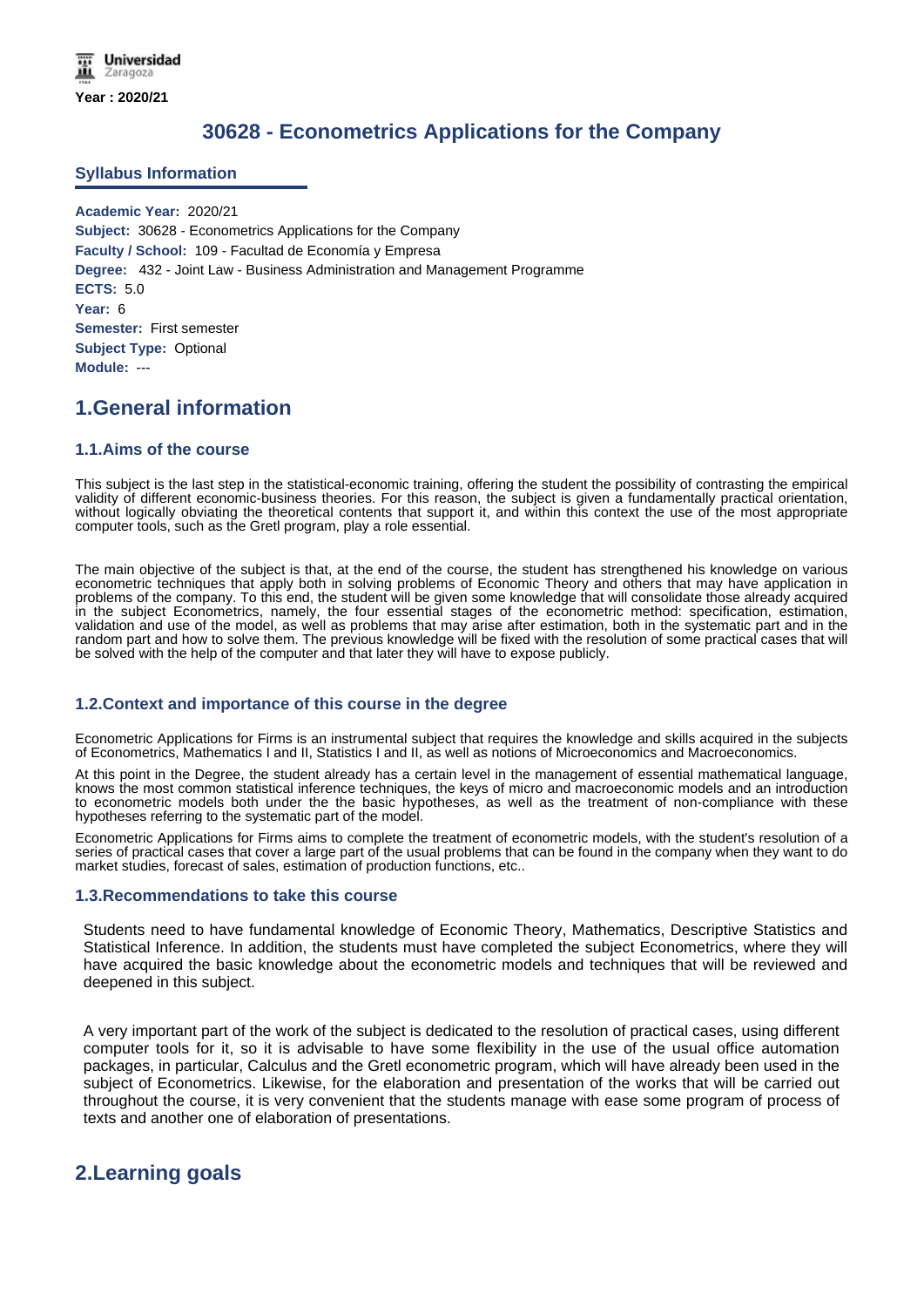Year : 2020/21

# 30628 - Econometrics Applications for the Company

## Syllabus Information

**Academic Year:** 2020/21
**Subject:** 30628 - Econometrics Applications for the Company
**Faculty / School:** 109 - Facultad de Economía y Empresa
**Degree:** 432 - Joint Law - Business Administration and Management Programme
**ECTS:** 5.0
**Year:** 6
**Semester:** First semester
**Subject Type:** Optional
**Module:** ---

## 1.General information

### 1.1.Aims of the course

This subject is the last step in the statistical-economic training, offering the student the possibility of contrasting the empirical validity of different economic-business theories. For this reason, the subject is given a fundamentally practical orientation, without logically obviating the theoretical contents that support it, and within this context the use of the most appropriate computer tools, such as the Gretl program, play a role essential.

The main objective of the subject is that, at the end of the course, the student has strengthened his knowledge on various econometric techniques that apply both in solving problems of Economic Theory and others that may have application in problems of the company. To this end, the student will be given some knowledge that will consolidate those already acquired in the subject Econometrics, namely, the four essential stages of the econometric method: specification, estimation, validation and use of the model, as well as problems that may arise after estimation, both in the systematic part and in the random part and how to solve them. The previous knowledge will be fixed with the resolution of some practical cases that will be solved with the help of the computer and that later they will have to expose publicly.

### 1.2.Context and importance of this course in the degree

Econometric Applications for Firms is an instrumental subject that requires the knowledge and skills acquired in the subjects of Econometrics, Mathematics I and II, Statistics I and II, as well as notions of Microeconomics and Macroeconomics.

At this point in the Degree, the student already has a certain level in the management of essential mathematical language, knows the most common statistical inference techniques, the keys of micro and macroeconomic models and an introduction to econometric models both under the the basic hypotheses, as well as the treatment of non-compliance with these hypotheses referring to the systematic part of the model.

Econometric Applications for Firms aims to complete the treatment of econometric models, with the student's resolution of a series of practical cases that cover a large part of the usual problems that can be found in the company when they want to do market studies, forecast of sales, estimation of production functions, etc..

### 1.3.Recommendations to take this course

Students need to have fundamental knowledge of Economic Theory, Mathematics, Descriptive Statistics and Statistical Inference. In addition, the students must have completed the subject Econometrics, where they will have acquired the basic knowledge about the econometric models and techniques that will be reviewed and deepened in this subject.

A very important part of the work of the subject is dedicated to the resolution of practical cases, using different computer tools for it, so it is advisable to have some flexibility in the use of the usual office automation packages, in particular, Calculus and the Gretl econometric program, which will have already been used in the subject of Econometrics. Likewise, for the elaboration and presentation of the works that will be carried out throughout the course, it is very convenient that the students manage with ease some program of process of texts and another one of elaboration of presentations.

## 2.Learning goals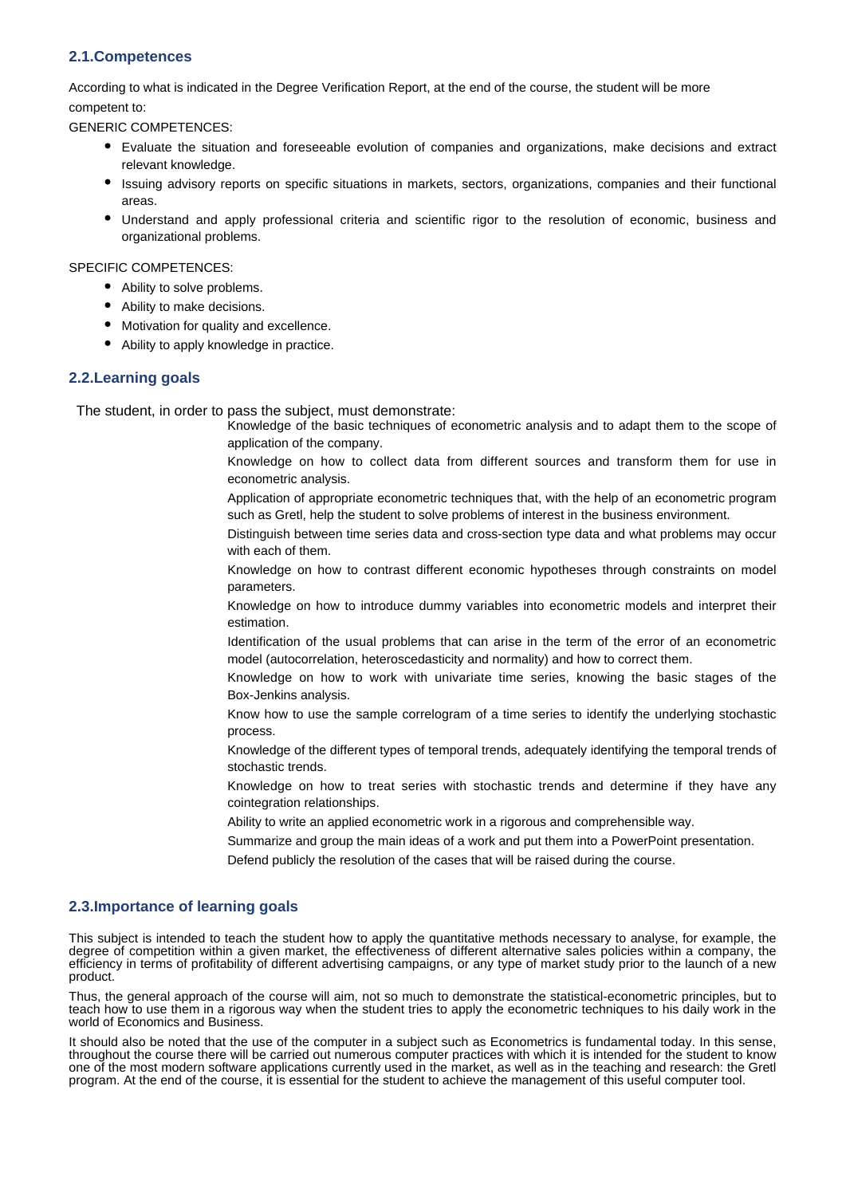## 2.1.Competences

According to what is indicated in the Degree Verification Report, at the end of the course, the student will be more competent to:

GENERIC COMPETENCES:

- Evaluate the situation and foreseeable evolution of companies and organizations, make decisions and extract relevant knowledge.
- Issuing advisory reports on specific situations in markets, sectors, organizations, companies and their functional areas.
- Understand and apply professional criteria and scientific rigor to the resolution of economic, business and organizational problems.

SPECIFIC COMPETENCES:

- Ability to solve problems.
- Ability to make decisions.
- Motivation for quality and excellence.
- Ability to apply knowledge in practice.

## 2.2.Learning goals

The student, in order to pass the subject, must demonstrate:

Knowledge of the basic techniques of econometric analysis and to adapt them to the scope of application of the company.

Knowledge on how to collect data from different sources and transform them for use in econometric analysis.

Application of appropriate econometric techniques that, with the help of an econometric program such as Gretl, help the student to solve problems of interest in the business environment.

Distinguish between time series data and cross-section type data and what problems may occur with each of them.

Knowledge on how to contrast different economic hypotheses through constraints on model parameters.

Knowledge on how to introduce dummy variables into econometric models and interpret their estimation.

Identification of the usual problems that can arise in the term of the error of an econometric model (autocorrelation, heteroscedasticity and normality) and how to correct them.

Knowledge on how to work with univariate time series, knowing the basic stages of the Box-Jenkins analysis.

Know how to use the sample correlogram of a time series to identify the underlying stochastic process.

Knowledge of the different types of temporal trends, adequately identifying the temporal trends of stochastic trends.

Knowledge on how to treat series with stochastic trends and determine if they have any cointegration relationships.

Ability to write an applied econometric work in a rigorous and comprehensible way.

Summarize and group the main ideas of a work and put them into a PowerPoint presentation.

Defend publicly the resolution of the cases that will be raised during the course.

## 2.3.Importance of learning goals

This subject is intended to teach the student how to apply the quantitative methods necessary to analyse, for example, the degree of competition within a given market, the effectiveness of different alternative sales policies within a company, the efficiency in terms of profitability of different advertising campaigns, or any type of market study prior to the launch of a new product.

Thus, the general approach of the course will aim, not so much to demonstrate the statistical-econometric principles, but to teach how to use them in a rigorous way when the student tries to apply the econometric techniques to his daily work in the world of Economics and Business.

It should also be noted that the use of the computer in a subject such as Econometrics is fundamental today. In this sense, throughout the course there will be carried out numerous computer practices with which it is intended for the student to know one of the most modern software applications currently used in the market, as well as in the teaching and research: the Gretl program. At the end of the course, it is essential for the student to achieve the management of this useful computer tool.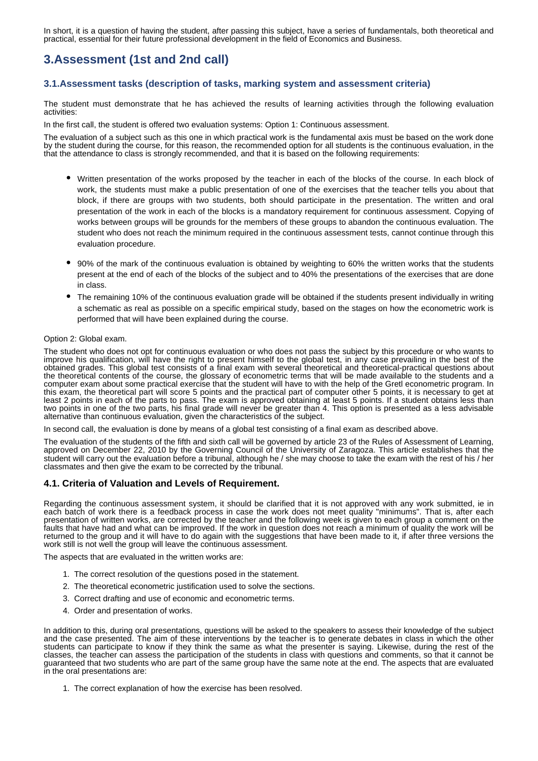In short, it is a question of having the student, after passing this subject, have a series of fundamentals, both theoretical and practical, essential for their future professional development in the field of Economics and Business.

## 3.Assessment (1st and 2nd call)

### 3.1.Assessment tasks (description of tasks, marking system and assessment criteria)

The student must demonstrate that he has achieved the results of learning activities through the following evaluation activities:

In the first call, the student is offered two evaluation systems: Option 1: Continuous assessment.

The evaluation of a subject such as this one in which practical work is the fundamental axis must be based on the work done by the student during the course, for this reason, the recommended option for all students is the continuous evaluation, in the that the attendance to class is strongly recommended, and that it is based on the following requirements:

- Written presentation of the works proposed by the teacher in each of the blocks of the course. In each block of work, the students must make a public presentation of one of the exercises that the teacher tells you about that block, if there are groups with two students, both should participate in the presentation. The written and oral presentation of the work in each of the blocks is a mandatory requirement for continuous assessment. Copying of works between groups will be grounds for the members of these groups to abandon the continuous evaluation. The student who does not reach the minimum required in the continuous assessment tests, cannot continue through this evaluation procedure.
- 90% of the mark of the continuous evaluation is obtained by weighting to 60% the written works that the students present at the end of each of the blocks of the subject and to 40% the presentations of the exercises that are done in class.
- The remaining 10% of the continuous evaluation grade will be obtained if the students present individually in writing a schematic as real as possible on a specific empirical study, based on the stages on how the econometric work is performed that will have been explained during the course.

Option 2: Global exam.

The student who does not opt for continuous evaluation or who does not pass the subject by this procedure or who wants to improve his qualification, will have the right to present himself to the global test, in any case prevailing in the best of the obtained grades. This global test consists of a final exam with several theoretical and theoretical-practical questions about the theoretical contents of the course, the glossary of econometric terms that will be made available to the students and a computer exam about some practical exercise that the student will have to with the help of the Gretl econometric program. In this exam, the theoretical part will score 5 points and the practical part of computer other 5 points, it is necessary to get at least 2 points in each of the parts to pass. The exam is approved obtaining at least 5 points. If a student obtains less than two points in one of the two parts, his final grade will never be greater than 4. This option is presented as a less advisable alternative than continuous evaluation, given the characteristics of the subject.

In second call, the evaluation is done by means of a global test consisting of a final exam as described above.

The evaluation of the students of the fifth and sixth call will be governed by article 23 of the Rules of Assessment of Learning, approved on December 22, 2010 by the Governing Council of the University of Zaragoza. This article establishes that the student will carry out the evaluation before a tribunal, although he / she may choose to take the exam with the rest of his / her classmates and then give the exam to be corrected by the tribunal.

### 4.1. Criteria of Valuation and Levels of Requirement.

Regarding the continuous assessment system, it should be clarified that it is not approved with any work submitted, ie in each batch of work there is a feedback process in case the work does not meet quality "minimums". That is, after each presentation of written works, are corrected by the teacher and the following week is given to each group a comment on the faults that have had and what can be improved. If the work in question does not reach a minimum of quality the work will be returned to the group and it will have to do again with the suggestions that have been made to it, if after three versions the work still is not well the group will leave the continuous assessment.

The aspects that are evaluated in the written works are:

1. The correct resolution of the questions posed in the statement.
2. The theoretical econometric justification used to solve the sections.
3. Correct drafting and use of economic and econometric terms.
4. Order and presentation of works.

In addition to this, during oral presentations, questions will be asked to the speakers to assess their knowledge of the subject and the case presented. The aim of these interventions by the teacher is to generate debates in class in which the other students can participate to know if they think the same as what the presenter is saying. Likewise, during the rest of the classes, the teacher can assess the participation of the students in class with questions and comments, so that it cannot be guaranteed that two students who are part of the same group have the same note at the end. The aspects that are evaluated in the oral presentations are:

1. The correct explanation of how the exercise has been resolved.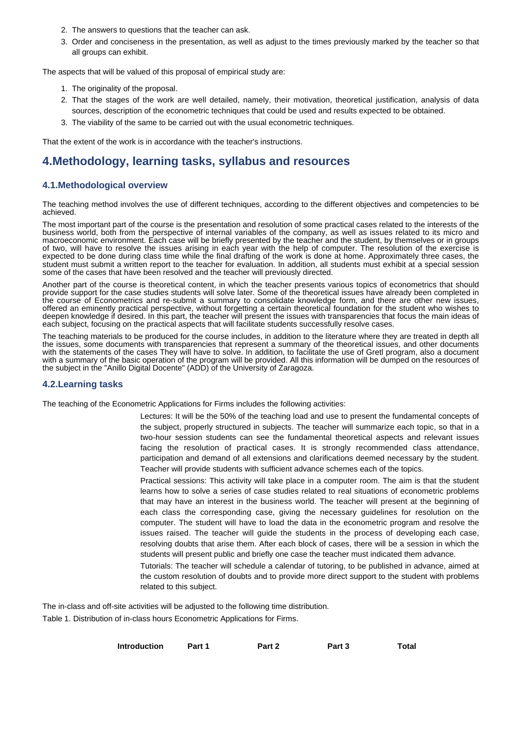2. The answers to questions that the teacher can ask.
3. Order and conciseness in the presentation, as well as adjust to the times previously marked by the teacher so that all groups can exhibit.

The aspects that will be valued of this proposal of empirical study are:

1. The originality of the proposal.
2. That the stages of the work are well detailed, namely, their motivation, theoretical justification, analysis of data sources, description of the econometric techniques that could be used and results expected to be obtained.
3. The viability of the same to be carried out with the usual econometric techniques.

That the extent of the work is in accordance with the teacher's instructions.

## 4.Methodology, learning tasks, syllabus and resources

### 4.1.Methodological overview

The teaching method involves the use of different techniques, according to the different objectives and competencies to be achieved.

The most important part of the course is the presentation and resolution of some practical cases related to the interests of the business world, both from the perspective of internal variables of the company, as well as issues related to its micro and macroeconomic environment. Each case will be briefly presented by the teacher and the student, by themselves or in groups of two, will have to resolve the issues arising in each year with the help of computer. The resolution of the exercise is expected to be done during class time while the final drafting of the work is done at home. Approximately three cases, the student must submit a written report to the teacher for evaluation. In addition, all students must exhibit at a special session some of the cases that have been resolved and the teacher will previously directed.

Another part of the course is theoretical content, in which the teacher presents various topics of econometrics that should provide support for the case studies students will solve later. Some of the theoretical issues have already been completed in the course of Econometrics and re-submit a summary to consolidate knowledge form, and there are other new issues, offered an eminently practical perspective, without forgetting a certain theoretical foundation for the student who wishes to deepen knowledge if desired. In this part, the teacher will present the issues with transparencies that focus the main ideas of each subject, focusing on the practical aspects that will facilitate students successfully resolve cases.

The teaching materials to be produced for the course includes, in addition to the literature where they are treated in depth all the issues, some documents with transparencies that represent a summary of the theoretical issues, and other documents with the statements of the cases They will have to solve. In addition, to facilitate the use of Gretl program, also a document with a summary of the basic operation of the program will be provided. All this information will be dumped on the resources of the subject in the "Anillo Digital Docente" (ADD) of the University of Zaragoza.

### 4.2.Learning tasks

The teaching of the Econometric Applications for Firms includes the following activities:

Lectures: It will be the 50% of the teaching load and use to present the fundamental concepts of the subject, properly structured in subjects. The teacher will summarize each topic, so that in a two-hour session students can see the fundamental theoretical aspects and relevant issues facing the resolution of practical cases. It is strongly recommended class attendance, participation and demand of all extensions and clarifications deemed necessary by the student. Teacher will provide students with sufficient advance schemes each of the topics.

Practical sessions: This activity will take place in a computer room. The aim is that the student learns how to solve a series of case studies related to real situations of econometric problems that may have an interest in the business world. The teacher will present at the beginning of each class the corresponding case, giving the necessary guidelines for resolution on the computer. The student will have to load the data in the econometric program and resolve the issues raised. The teacher will guide the students in the process of developing each case, resolving doubts that arise them. After each block of cases, there will be a session in which the students will present public and briefly one case the teacher must indicated them advance.

Tutorials: The teacher will schedule a calendar of tutoring, to be published in advance, aimed at the custom resolution of doubts and to provide more direct support to the student with problems related to this subject.

The in-class and off-site activities will be adjusted to the following time distribution.

Table 1. Distribution of in-class hours Econometric Applications for Firms.

| | Introduction | Part 1 | Part 2 | Part 3 | Total |
|---|---|---|---|---|---|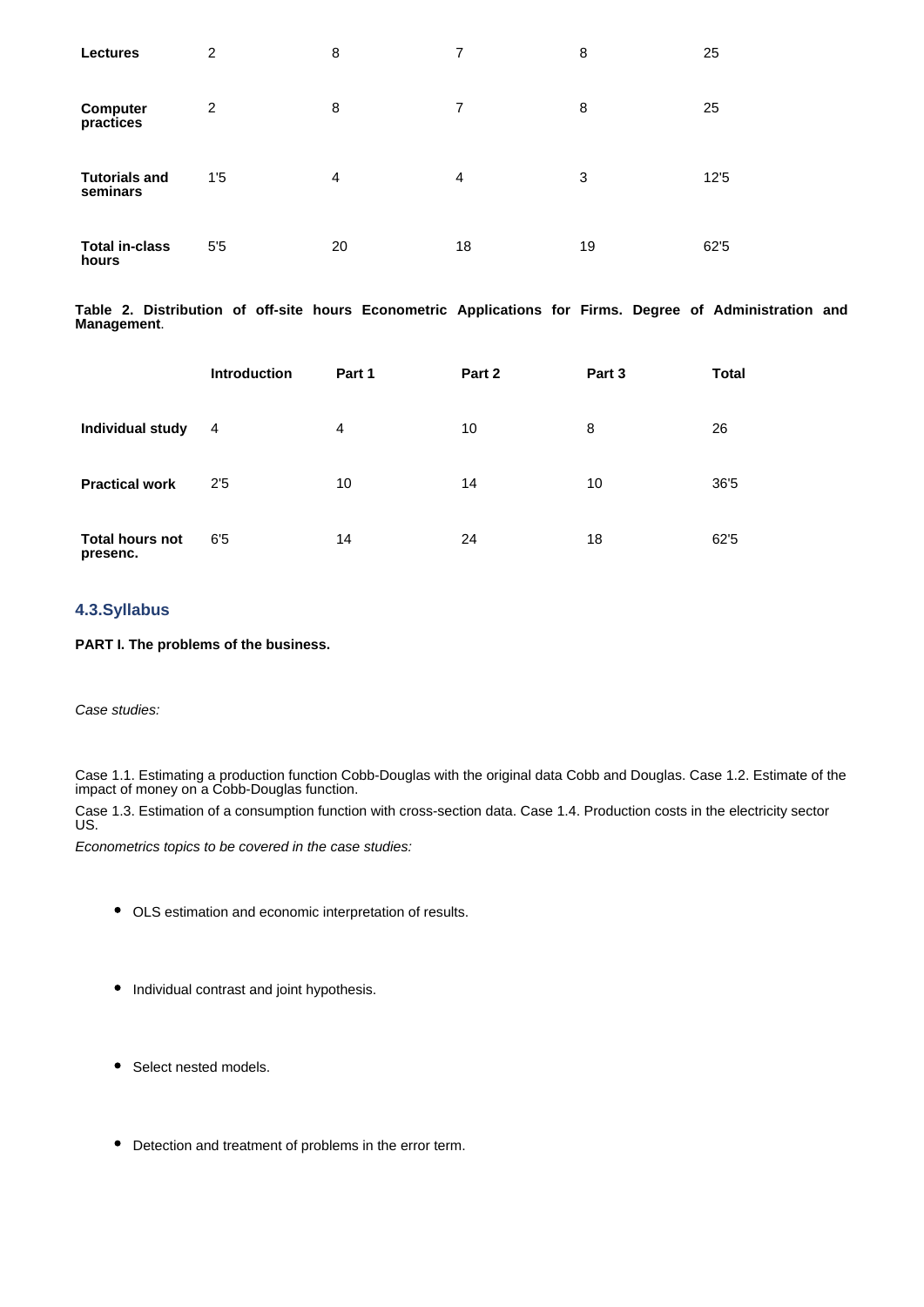| Lectures | 2 | 8 | 7 | 8 | 25 |
|---|---|---|---|---|---|
| **Computer practices** | 2 | 8 | 7 | 8 | 25 |
| **Tutorials and seminars** | 1'5 | 4 | 4 | 3 | 12'5 |
| **Total in-class hours** | 5'5 | 20 | 18 | 19 | 62'5 |

**Table 2. Distribution of off-site hours Econometric Applications for Firms. Degree of Administration and Management**.

| | Introduction | Part 1 | Part 2 | Part 3 | Total |
|---|---|---|---|---|---|
| **Individual study** | 4 | 4 | 10 | 8 | 26 |
| **Practical work** | 2'5 | 10 | 14 | 10 | 36'5 |
| **Total hours not presenc.** | 6'5 | 14 | 24 | 18 | 62'5 |

## 4.3.Syllabus

**PART I. The problems of the business.**

*Case studies:*

Case 1.1. Estimating a production function Cobb-Douglas with the original data Cobb and Douglas. Case 1.2. Estimate of the impact of money on a Cobb-Douglas function.

Case 1.3. Estimation of a consumption function with cross-section data. Case 1.4. Production costs in the electricity sector US.

*Econometrics topics to be covered in the case studies:*

- OLS estimation and economic interpretation of results.
- Individual contrast and joint hypothesis.
- Select nested models.
- Detection and treatment of problems in the error term.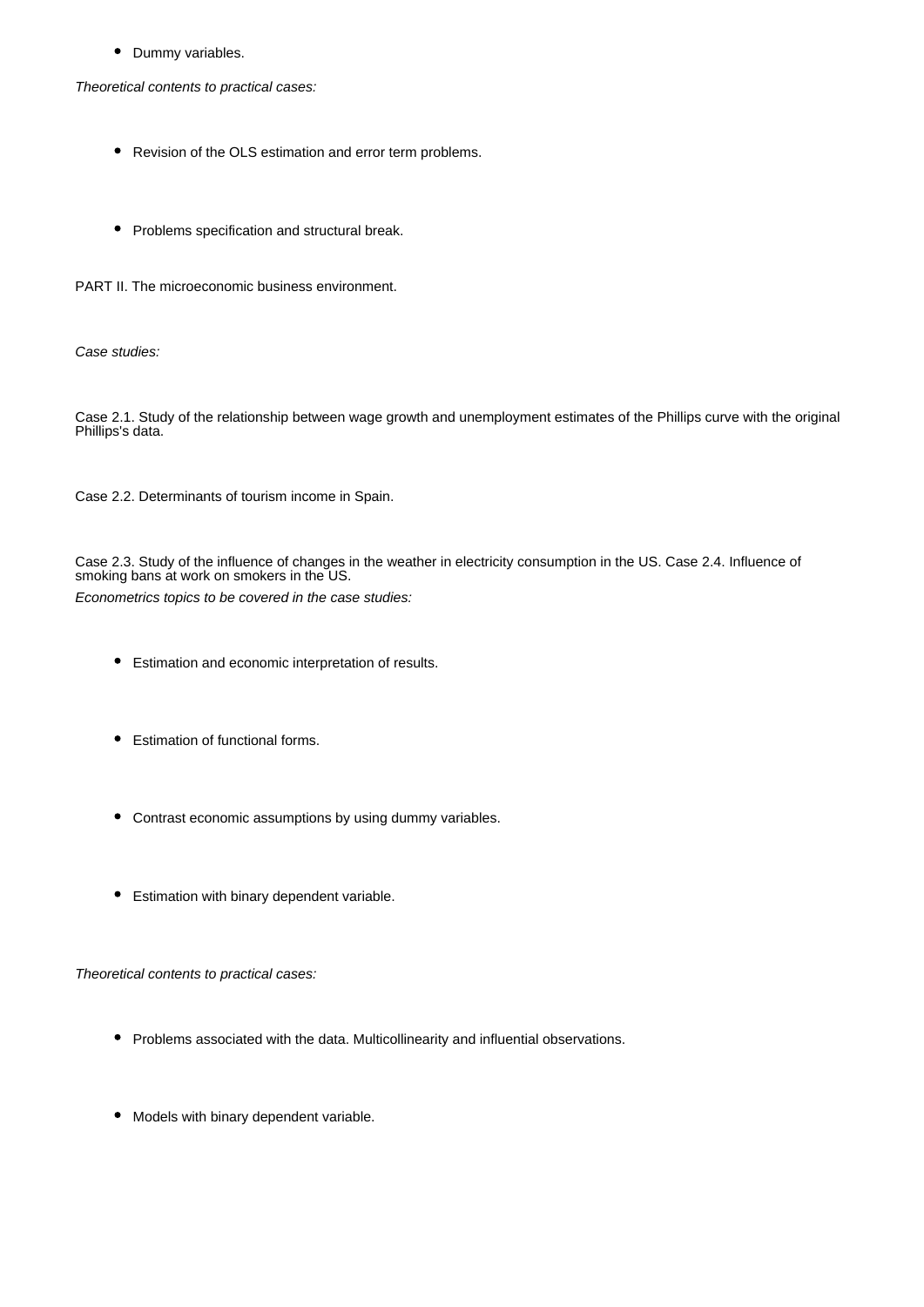- Dummy variables.

*Theoretical contents to practical cases:*

- Revision of the OLS estimation and error term problems.

- Problems specification and structural break.

PART II. The microeconomic business environment.

*Case studies:*

Case 2.1. Study of the relationship between wage growth and unemployment estimates of the Phillips curve with the original Phillips's data.

Case 2.2. Determinants of tourism income in Spain.

Case 2.3. Study of the influence of changes in the weather in electricity consumption in the US. Case 2.4. Influence of smoking bans at work on smokers in the US.

*Econometrics topics to be covered in the case studies:*

- Estimation and economic interpretation of results.

- Estimation of functional forms.

- Contrast economic assumptions by using dummy variables.

- Estimation with binary dependent variable.

*Theoretical contents to practical cases:*

- Problems associated with the data. Multicollinearity and influential observations.

- Models with binary dependent variable.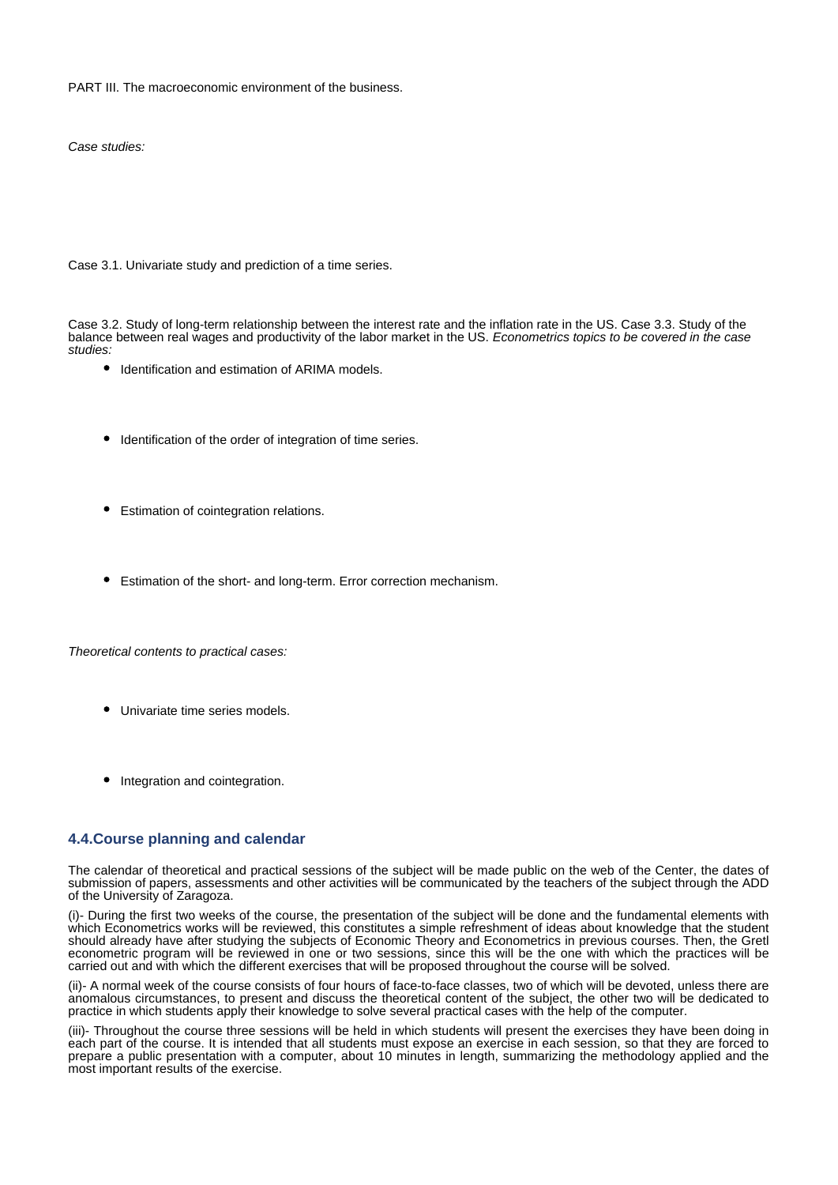PART III. The macroeconomic environment of the business.

*Case studies:*

Case 3.1. Univariate study and prediction of a time series.

Case 3.2. Study of long-term relationship between the interest rate and the inflation rate in the US. Case 3.3. Study of the balance between real wages and productivity of the labor market in the US. *Econometrics topics to be covered in the case studies:*

- Identification and estimation of ARIMA models.
- Identification of the order of integration of time series.
- Estimation of cointegration relations.
- Estimation of the short- and long-term. Error correction mechanism.

*Theoretical contents to practical cases:*

- Univariate time series models.
- Integration and cointegration.

## 4.4.Course planning and calendar

The calendar of theoretical and practical sessions of the subject will be made public on the web of the Center, the dates of submission of papers, assessments and other activities will be communicated by the teachers of the subject through the ADD of the University of Zaragoza.

(i)- During the first two weeks of the course, the presentation of the subject will be done and the fundamental elements with which Econometrics works will be reviewed, this constitutes a simple refreshment of ideas about knowledge that the student should already have after studying the subjects of Economic Theory and Econometrics in previous courses. Then, the Gretl econometric program will be reviewed in one or two sessions, since this will be the one with which the practices will be carried out and with which the different exercises that will be proposed throughout the course will be solved.

(ii)- A normal week of the course consists of four hours of face-to-face classes, two of which will be devoted, unless there are anomalous circumstances, to present and discuss the theoretical content of the subject, the other two will be dedicated to practice in which students apply their knowledge to solve several practical cases with the help of the computer.

(iii)- Throughout the course three sessions will be held in which students will present the exercises they have been doing in each part of the course. It is intended that all students must expose an exercise in each session, so that they are forced to prepare a public presentation with a computer, about 10 minutes in length, summarizing the methodology applied and the most important results of the exercise.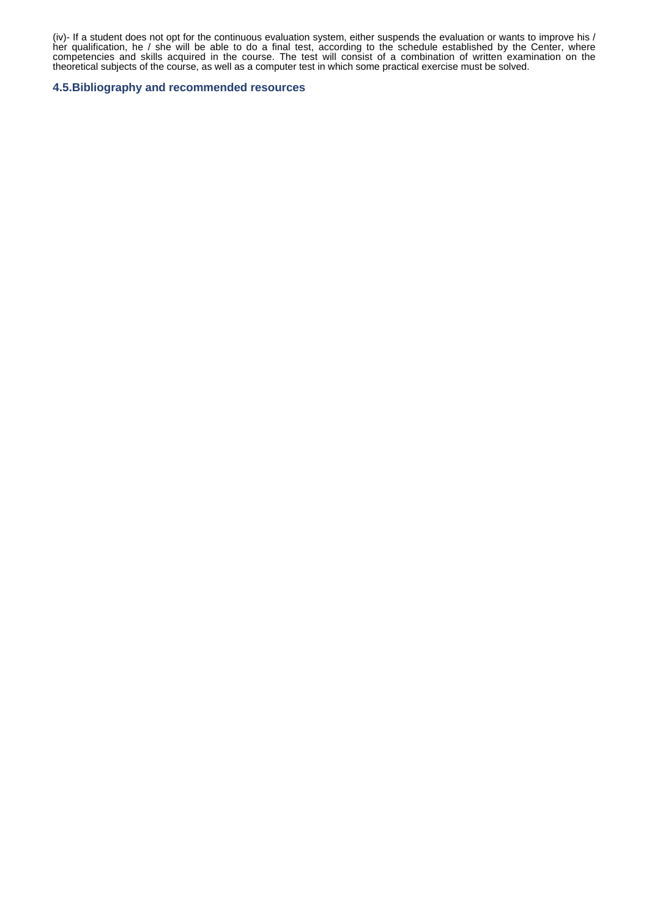(iv)- If a student does not opt for the continuous evaluation system, either suspends the evaluation or wants to improve his / her qualification, he / she will be able to do a final test, according to the schedule established by the Center, where competencies and skills acquired in the course. The test will consist of a combination of written examination on the theoretical subjects of the course, as well as a computer test in which some practical exercise must be solved.

### 4.5.Bibliography and recommended resources